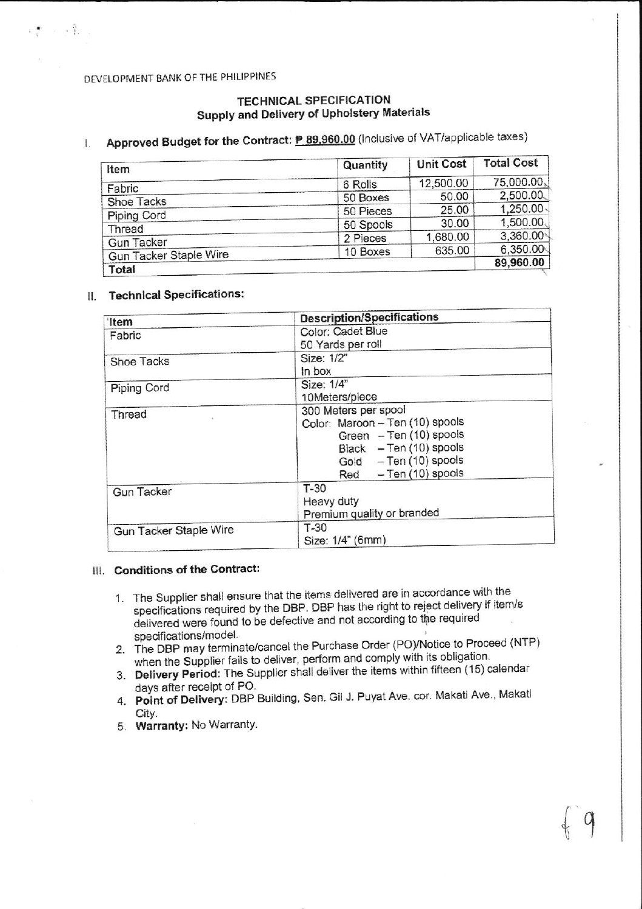DEVELOPMENT BANK OF THE PHILIPPINES

# TECHNICAL SPECIFICATION
## Supply and Delivery of Upholstery Materials

## I. Approved Budget for the Contract: ₱ 89,960.00 (inclusive of VAT/applicable taxes)

| Item | Quantity | Unit Cost | Total Cost |
|---|---|---|---|
| Fabric | 6 Rolls | 12,500.00 | 75,000.00 |
| Shoe Tacks | 50 Boxes | 50.00 | 2,500.00 |
| Piping Cord | 50 Pieces | 25.00 | 1,250.00 |
| Thread | 50 Spools | 30.00 | 1,500.00 |
| Gun Tacker | 2 Pieces | 1,680.00 | 3,360.00 |
| Gun Tacker Staple Wire | 10 Boxes | 635.00 | 6,350.00 |
| **Total** | | | **89,960.00** |

## II. Technical Specifications:

| Item | Description/Specifications |
|---|---|
| Fabric | Color: Cadet Blue<br>50 Yards per roll |
| Shoe Tacks | Size: 1/2"<br>In box |
| Piping Cord | Size: 1/4"<br>10Meters/piece |
| Thread | 300 Meters per spool<br>Color: Maroon – Ten (10) spools<br>Green – Ten (10) spools<br>Black – Ten (10) spools<br>Gold – Ten (10) spools<br>Red – Ten (10) spools |
| Gun Tacker | T-30<br>Heavy duty<br>Premium quality or branded |
| Gun Tacker Staple Wire | T-30<br>Size: 1/4" (6mm) |

## III. Conditions of the Contract:

1. The Supplier shall ensure that the items delivered are in accordance with the specifications required by the DBP. DBP has the right to reject delivery if item/s delivered were found to be defective and not according to the required specifications/model.
2. The DBP may terminate/cancel the Purchase Order (PO)/Notice to Proceed (NTP) when the Supplier fails to deliver, perform and comply with its obligation.
3. **Delivery Period:** The Supplier shall deliver the items within fifteen (15) calendar days after receipt of PO.
4. **Point of Delivery:** DBP Building, Sen. Gil J. Puyat Ave. cor. Makati Ave., Makati City.
5. **Warranty:** No Warranty.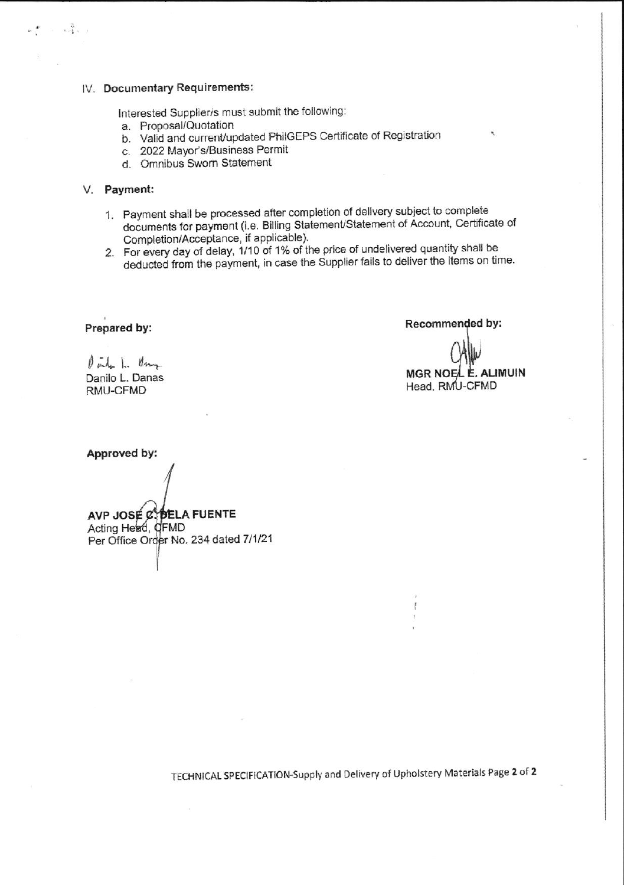## IV. Documentary Requirements:

Interested Supplier/s must submit the following:

a. Proposal/Quotation
b. Valid and current/updated PhilGEPS Certificate of Registration
c. 2022 Mayor's/Business Permit
d. Omnibus Sworn Statement

## V. Payment:

1. Payment shall be processed after completion of delivery subject to complete documents for payment (i.e. Billing Statement/Statement of Account, Certificate of Completion/Acceptance, if applicable).
2. For every day of delay, 1/10 of 1% of the price of undelivered quantity shall be deducted from the payment, in case the Supplier fails to deliver the items on time.

**Prepared by:**

Danilo L. Danas
RMU-CFMD

**Recommended by:**

**MGR NOEL E. ALIMUIN**
Head, RMU-CFMD

**Approved by:**

**AVP JOSE C. DELA FUENTE**
Acting Head, CFMD
Per Office Order No. 234 dated 7/1/21

TECHNICAL SPECIFICATION-Supply and Delivery of Upholstery Materials